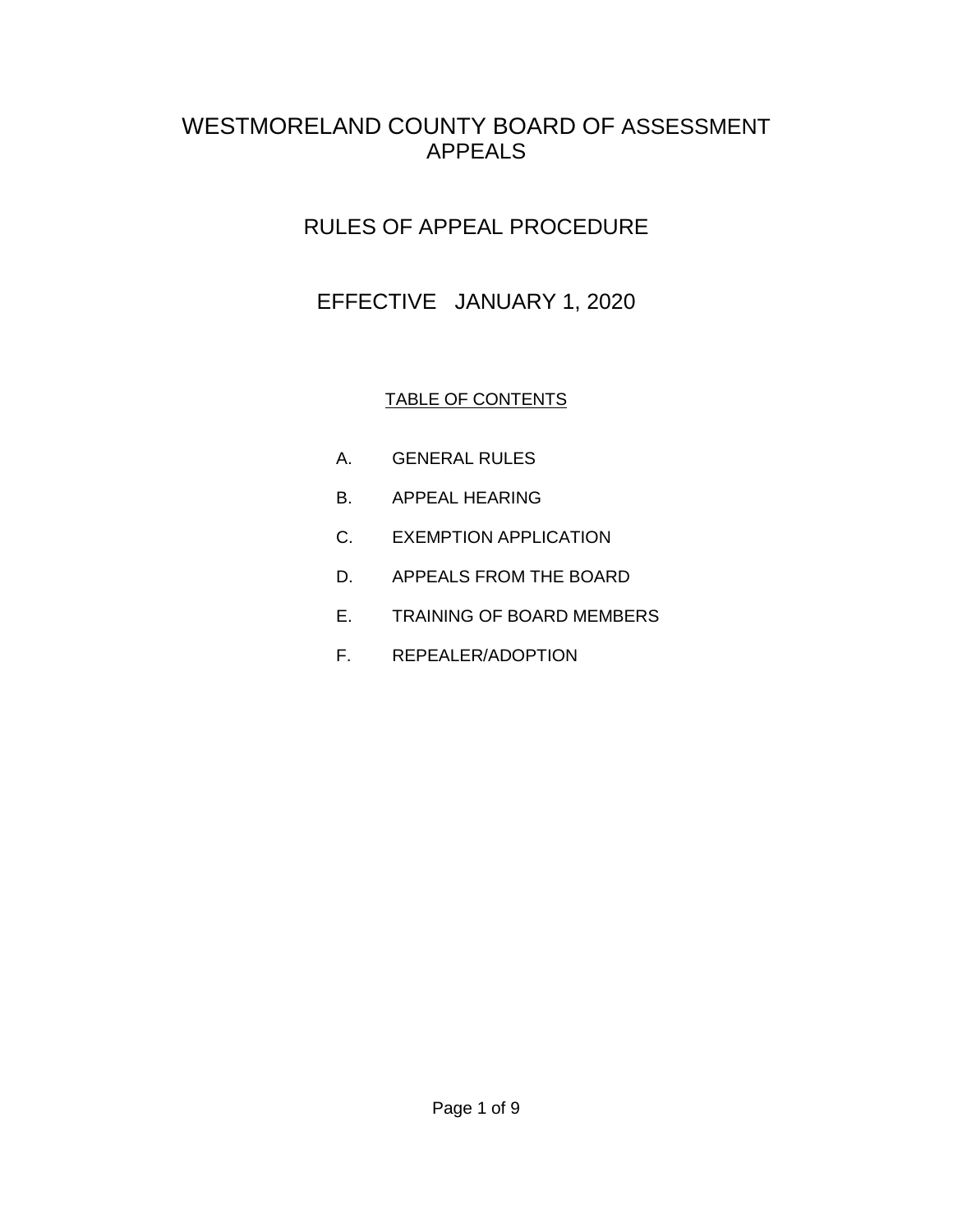# WESTMORELAND COUNTY BOARD OF ASSESSMENT APPEALS

## RULES OF APPEAL PROCEDURE

## EFFECTIVE JANUARY 1, 2020

TABLE OF CONTENTS

A. GENERAL RULES

B. APPEAL HEARING

C. EXEMPTION APPLICATION

D. APPEALS FROM THE BOARD

E. TRAINING OF BOARD MEMBERS

F. REPEALER/ADOPTION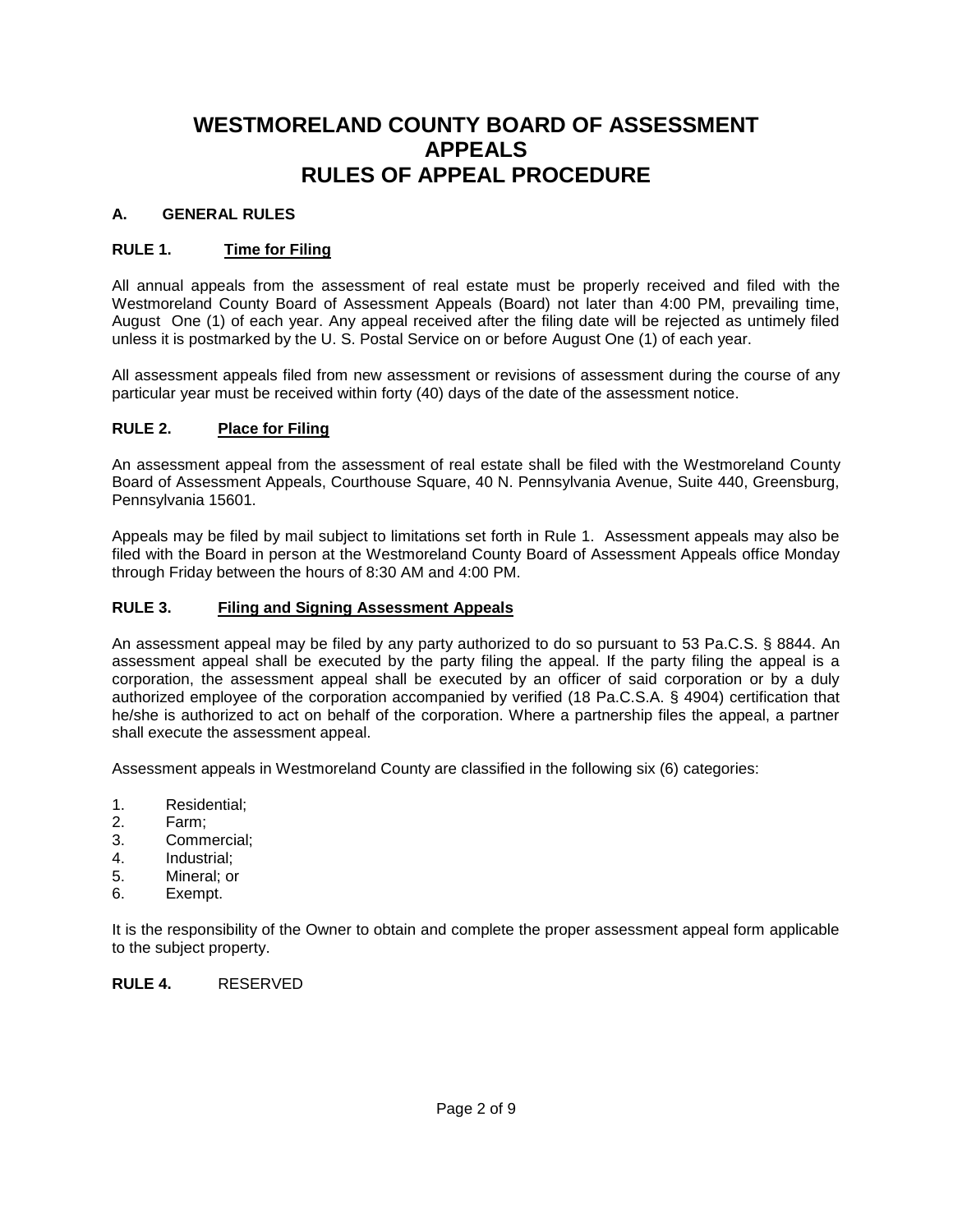# WESTMORELAND COUNTY BOARD OF ASSESSMENT APPEALS
# RULES OF APPEAL PROCEDURE

## A. GENERAL RULES

### RULE 1. Time for Filing

All annual appeals from the assessment of real estate must be properly received and filed with the Westmoreland County Board of Assessment Appeals (Board) not later than 4:00 PM, prevailing time, August One (1) of each year. Any appeal received after the filing date will be rejected as untimely filed unless it is postmarked by the U. S. Postal Service on or before August One (1) of each year.

All assessment appeals filed from new assessment or revisions of assessment during the course of any particular year must be received within forty (40) days of the date of the assessment notice.

### RULE 2. Place for Filing

An assessment appeal from the assessment of real estate shall be filed with the Westmoreland County Board of Assessment Appeals, Courthouse Square, 40 N. Pennsylvania Avenue, Suite 440, Greensburg, Pennsylvania 15601.

Appeals may be filed by mail subject to limitations set forth in Rule 1. Assessment appeals may also be filed with the Board in person at the Westmoreland County Board of Assessment Appeals office Monday through Friday between the hours of 8:30 AM and 4:00 PM.

### RULE 3. Filing and Signing Assessment Appeals

An assessment appeal may be filed by any party authorized to do so pursuant to 53 Pa.C.S. § 8844. An assessment appeal shall be executed by the party filing the appeal. If the party filing the appeal is a corporation, the assessment appeal shall be executed by an officer of said corporation or by a duly authorized employee of the corporation accompanied by verified (18 Pa.C.S.A. § 4904) certification that he/she is authorized to act on behalf of the corporation. Where a partnership files the appeal, a partner shall execute the assessment appeal.

Assessment appeals in Westmoreland County are classified in the following six (6) categories:

1. Residential;
2. Farm;
3. Commercial;
4. Industrial;
5. Mineral; or
6. Exempt.

It is the responsibility of the Owner to obtain and complete the proper assessment appeal form applicable to the subject property.

### RULE 4. RESERVED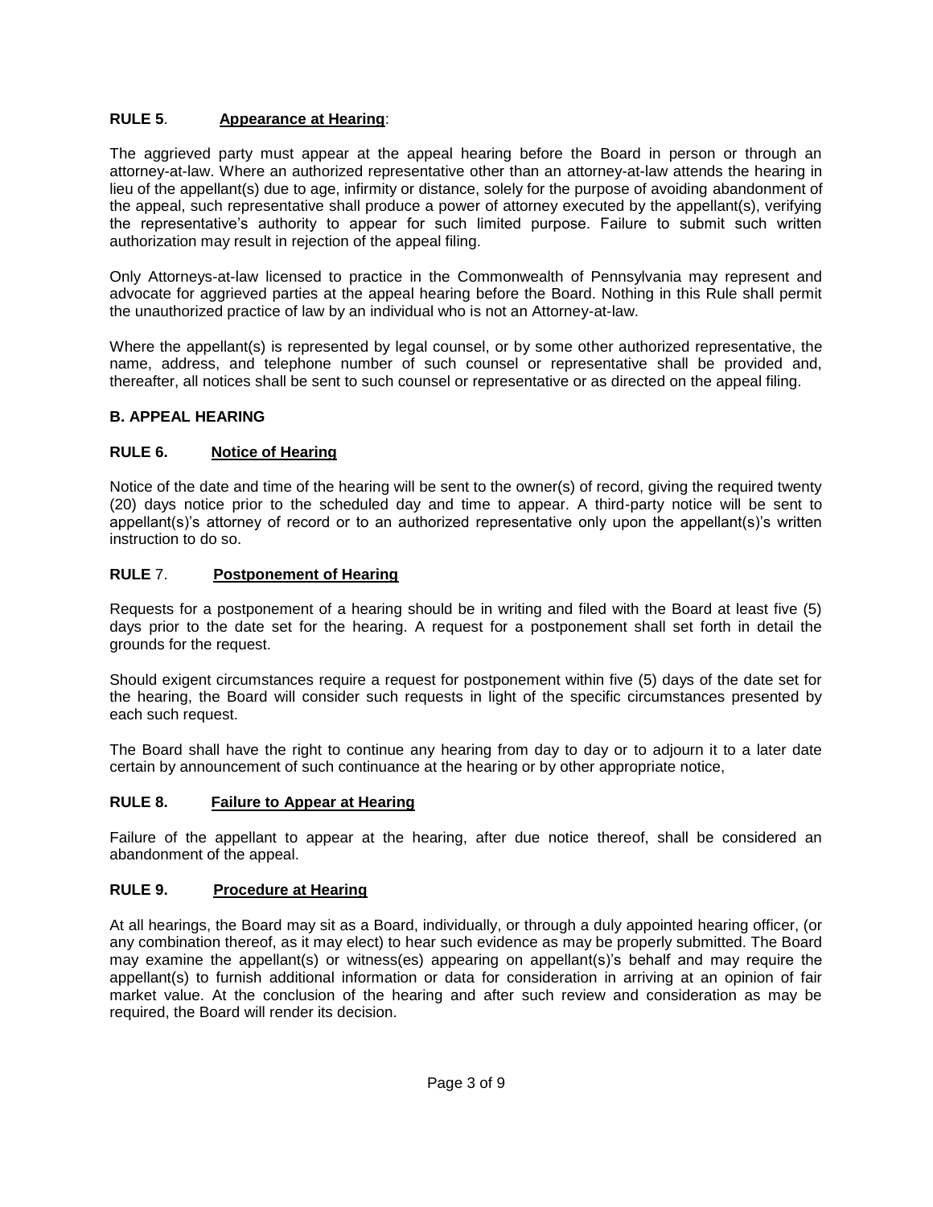**RULE 5**. **Appearance at Hearing**:

The aggrieved party must appear at the appeal hearing before the Board in person or through an attorney-at-law. Where an authorized representative other than an attorney-at-law attends the hearing in lieu of the appellant(s) due to age, infirmity or distance, solely for the purpose of avoiding abandonment of the appeal, such representative shall produce a power of attorney executed by the appellant(s), verifying the representative's authority to appear for such limited purpose. Failure to submit such written authorization may result in rejection of the appeal filing.

Only Attorneys-at-law licensed to practice in the Commonwealth of Pennsylvania may represent and advocate for aggrieved parties at the appeal hearing before the Board. Nothing in this Rule shall permit the unauthorized practice of law by an individual who is not an Attorney-at-law.

Where the appellant(s) is represented by legal counsel, or by some other authorized representative, the name, address, and telephone number of such counsel or representative shall be provided and, thereafter, all notices shall be sent to such counsel or representative or as directed on the appeal filing.

## B. APPEAL HEARING

**RULE 6.** **Notice of Hearing**

Notice of the date and time of the hearing will be sent to the owner(s) of record, giving the required twenty (20) days notice prior to the scheduled day and time to appear. A third-party notice will be sent to appellant(s)'s attorney of record or to an authorized representative only upon the appellant(s)'s written instruction to do so.

**RULE** 7. **Postponement of Hearing**

Requests for a postponement of a hearing should be in writing and filed with the Board at least five (5) days prior to the date set for the hearing. A request for a postponement shall set forth in detail the grounds for the request.

Should exigent circumstances require a request for postponement within five (5) days of the date set for the hearing, the Board will consider such requests in light of the specific circumstances presented by each such request.

The Board shall have the right to continue any hearing from day to day or to adjourn it to a later date certain by announcement of such continuance at the hearing or by other appropriate notice,

**RULE 8.** **Failure to Appear at Hearing**

Failure of the appellant to appear at the hearing, after due notice thereof, shall be considered an abandonment of the appeal.

**RULE 9.** **Procedure at Hearing**

At all hearings, the Board may sit as a Board, individually, or through a duly appointed hearing officer, (or any combination thereof, as it may elect) to hear such evidence as may be properly submitted. The Board may examine the appellant(s) or witness(es) appearing on appellant(s)'s behalf and may require the appellant(s) to furnish additional information or data for consideration in arriving at an opinion of fair market value. At the conclusion of the hearing and after such review and consideration as may be required, the Board will render its decision.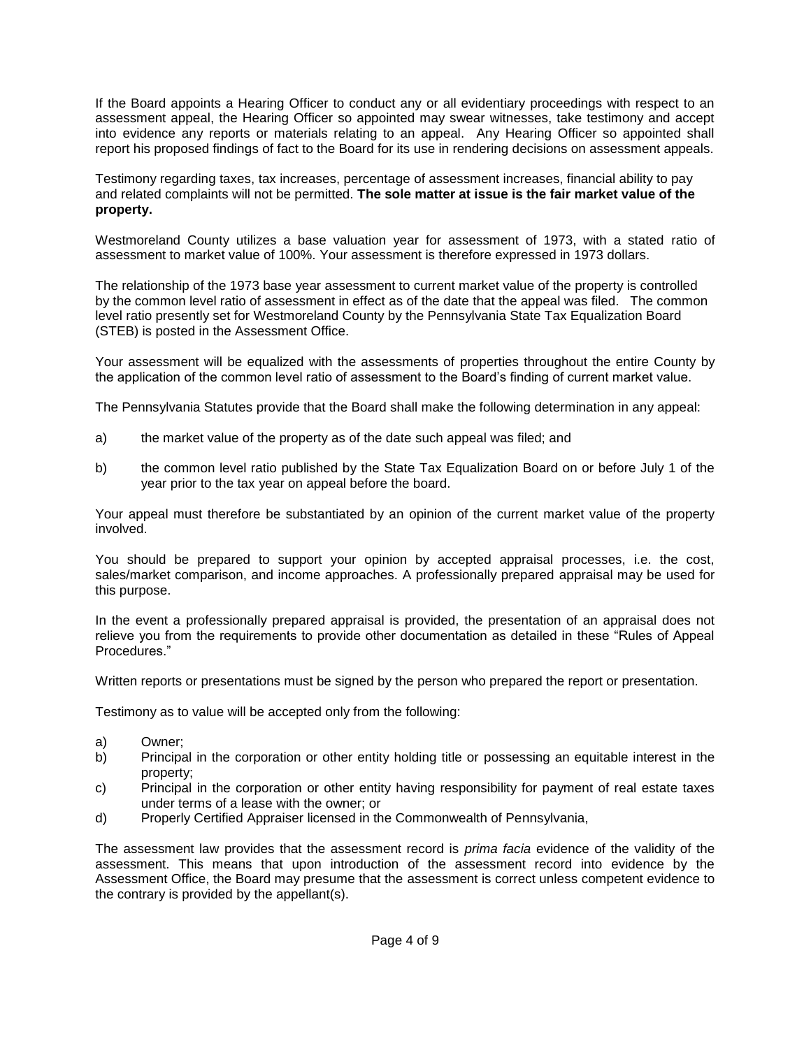If the Board appoints a Hearing Officer to conduct any or all evidentiary proceedings with respect to an assessment appeal, the Hearing Officer so appointed may swear witnesses, take testimony and accept into evidence any reports or materials relating to an appeal. Any Hearing Officer so appointed shall report his proposed findings of fact to the Board for its use in rendering decisions on assessment appeals.

Testimony regarding taxes, tax increases, percentage of assessment increases, financial ability to pay and related complaints will not be permitted. **The sole matter at issue is the fair market value of the property.**

Westmoreland County utilizes a base valuation year for assessment of 1973, with a stated ratio of assessment to market value of 100%. Your assessment is therefore expressed in 1973 dollars.

The relationship of the 1973 base year assessment to current market value of the property is controlled by the common level ratio of assessment in effect as of the date that the appeal was filed. The common level ratio presently set for Westmoreland County by the Pennsylvania State Tax Equalization Board (STEB) is posted in the Assessment Office.

Your assessment will be equalized with the assessments of properties throughout the entire County by the application of the common level ratio of assessment to the Board's finding of current market value.

The Pennsylvania Statutes provide that the Board shall make the following determination in any appeal:

a) the market value of the property as of the date such appeal was filed; and

b) the common level ratio published by the State Tax Equalization Board on or before July 1 of the year prior to the tax year on appeal before the board.

Your appeal must therefore be substantiated by an opinion of the current market value of the property involved.

You should be prepared to support your opinion by accepted appraisal processes, i.e. the cost, sales/market comparison, and income approaches. A professionally prepared appraisal may be used for this purpose.

In the event a professionally prepared appraisal is provided, the presentation of an appraisal does not relieve you from the requirements to provide other documentation as detailed in these "Rules of Appeal Procedures."

Written reports or presentations must be signed by the person who prepared the report or presentation.

Testimony as to value will be accepted only from the following:

a) Owner;
b) Principal in the corporation or other entity holding title or possessing an equitable interest in the property;
c) Principal in the corporation or other entity having responsibility for payment of real estate taxes under terms of a lease with the owner; or
d) Properly Certified Appraiser licensed in the Commonwealth of Pennsylvania,

The assessment law provides that the assessment record is *prima facia* evidence of the validity of the assessment. This means that upon introduction of the assessment record into evidence by the Assessment Office, the Board may presume that the assessment is correct unless competent evidence to the contrary is provided by the appellant(s).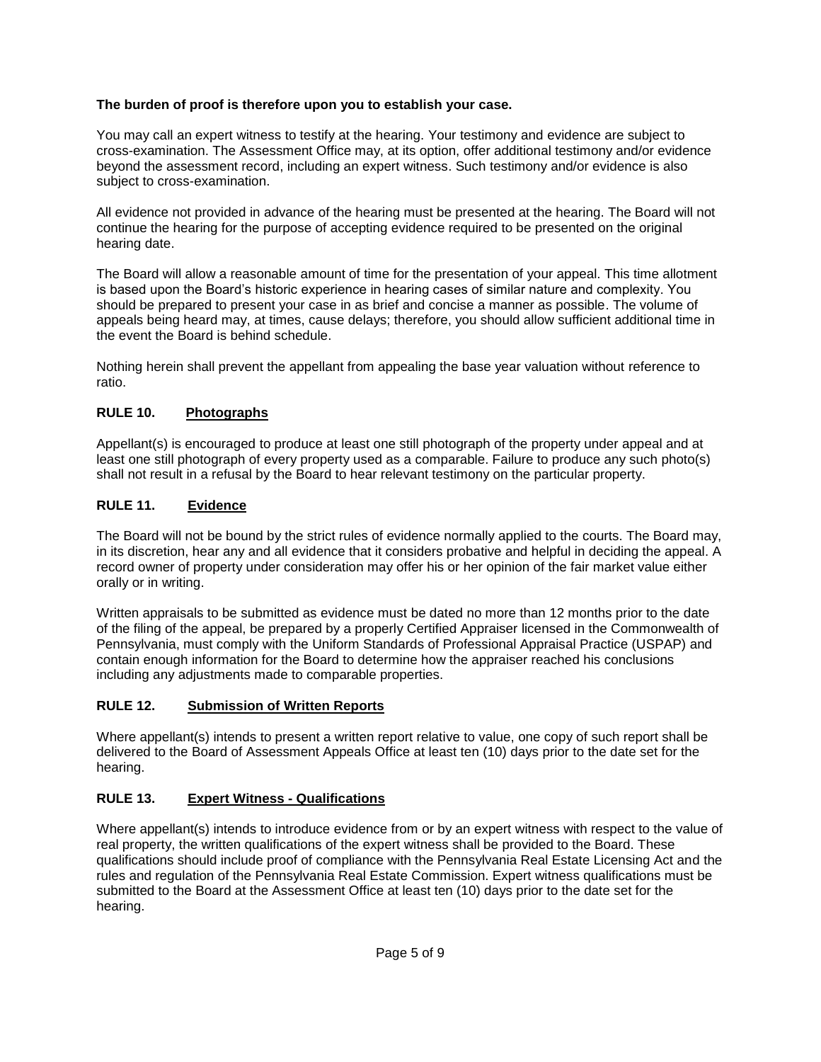**The burden of proof is therefore upon you to establish your case.**

You may call an expert witness to testify at the hearing. Your testimony and evidence are subject to cross-examination. The Assessment Office may, at its option, offer additional testimony and/or evidence beyond the assessment record, including an expert witness. Such testimony and/or evidence is also subject to cross-examination.

All evidence not provided in advance of the hearing must be presented at the hearing. The Board will not continue the hearing for the purpose of accepting evidence required to be presented on the original hearing date.

The Board will allow a reasonable amount of time for the presentation of your appeal. This time allotment is based upon the Board's historic experience in hearing cases of similar nature and complexity. You should be prepared to present your case in as brief and concise a manner as possible. The volume of appeals being heard may, at times, cause delays; therefore, you should allow sufficient additional time in the event the Board is behind schedule.

Nothing herein shall prevent the appellant from appealing the base year valuation without reference to ratio.

### RULE 10. Photographs

Appellant(s) is encouraged to produce at least one still photograph of the property under appeal and at least one still photograph of every property used as a comparable. Failure to produce any such photo(s) shall not result in a refusal by the Board to hear relevant testimony on the particular property.

### RULE 11. Evidence

The Board will not be bound by the strict rules of evidence normally applied to the courts. The Board may, in its discretion, hear any and all evidence that it considers probative and helpful in deciding the appeal. A record owner of property under consideration may offer his or her opinion of the fair market value either orally or in writing.

Written appraisals to be submitted as evidence must be dated no more than 12 months prior to the date of the filing of the appeal, be prepared by a properly Certified Appraiser licensed in the Commonwealth of Pennsylvania, must comply with the Uniform Standards of Professional Appraisal Practice (USPAP) and contain enough information for the Board to determine how the appraiser reached his conclusions including any adjustments made to comparable properties.

### RULE 12. Submission of Written Reports

Where appellant(s) intends to present a written report relative to value, one copy of such report shall be delivered to the Board of Assessment Appeals Office at least ten (10) days prior to the date set for the hearing.

### RULE 13. Expert Witness - Qualifications

Where appellant(s) intends to introduce evidence from or by an expert witness with respect to the value of real property, the written qualifications of the expert witness shall be provided to the Board. These qualifications should include proof of compliance with the Pennsylvania Real Estate Licensing Act and the rules and regulation of the Pennsylvania Real Estate Commission. Expert witness qualifications must be submitted to the Board at the Assessment Office at least ten (10) days prior to the date set for the hearing.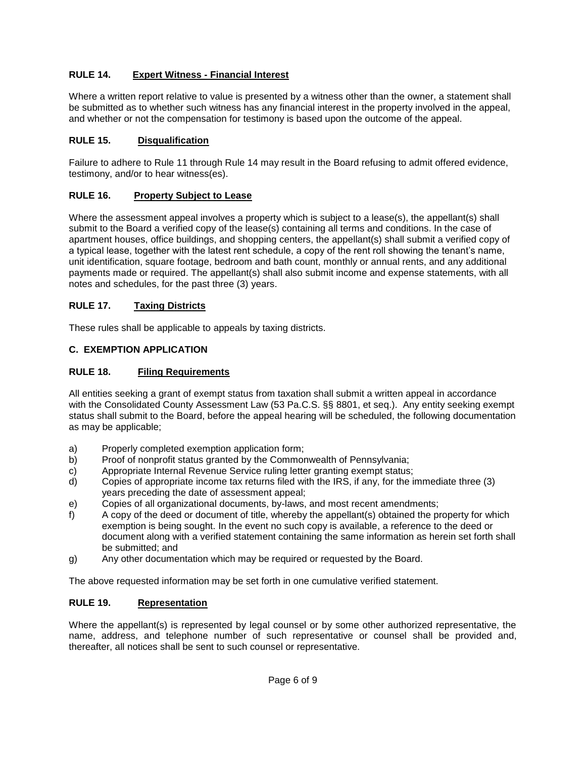### RULE 14. Expert Witness - Financial Interest

Where a written report relative to value is presented by a witness other than the owner, a statement shall be submitted as to whether such witness has any financial interest in the property involved in the appeal, and whether or not the compensation for testimony is based upon the outcome of the appeal.

### RULE 15. Disqualification

Failure to adhere to Rule 11 through Rule 14 may result in the Board refusing to admit offered evidence, testimony, and/or to hear witness(es).

### RULE 16. Property Subject to Lease

Where the assessment appeal involves a property which is subject to a lease(s), the appellant(s) shall submit to the Board a verified copy of the lease(s) containing all terms and conditions. In the case of apartment houses, office buildings, and shopping centers, the appellant(s) shall submit a verified copy of a typical lease, together with the latest rent schedule, a copy of the rent roll showing the tenant's name, unit identification, square footage, bedroom and bath count, monthly or annual rents, and any additional payments made or required. The appellant(s) shall also submit income and expense statements, with all notes and schedules, for the past three (3) years.

### RULE 17. Taxing Districts

These rules shall be applicable to appeals by taxing districts.

## C. EXEMPTION APPLICATION

### RULE 18. Filing Requirements

All entities seeking a grant of exempt status from taxation shall submit a written appeal in accordance with the Consolidated County Assessment Law (53 Pa.C.S. §§ 8801, et seq.). Any entity seeking exempt status shall submit to the Board, before the appeal hearing will be scheduled, the following documentation as may be applicable;

a) Properly completed exemption application form;
b) Proof of nonprofit status granted by the Commonwealth of Pennsylvania;
c) Appropriate Internal Revenue Service ruling letter granting exempt status;
d) Copies of appropriate income tax returns filed with the IRS, if any, for the immediate three (3) years preceding the date of assessment appeal;
e) Copies of all organizational documents, by-laws, and most recent amendments;
f) A copy of the deed or document of title, whereby the appellant(s) obtained the property for which exemption is being sought. In the event no such copy is available, a reference to the deed or document along with a verified statement containing the same information as herein set forth shall be submitted; and
g) Any other documentation which may be required or requested by the Board.

The above requested information may be set forth in one cumulative verified statement.

### RULE 19. Representation

Where the appellant(s) is represented by legal counsel or by some other authorized representative, the name, address, and telephone number of such representative or counsel shall be provided and, thereafter, all notices shall be sent to such counsel or representative.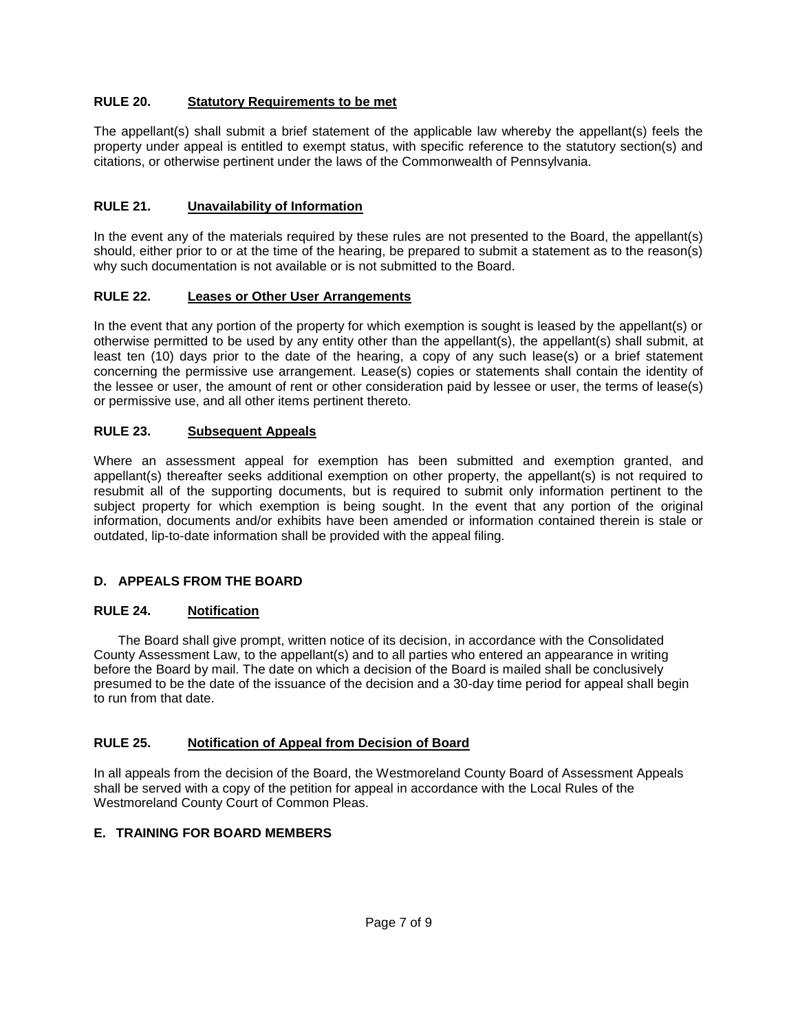**RULE 20. Statutory Requirements to be met**

The appellant(s) shall submit a brief statement of the applicable law whereby the appellant(s) feels the property under appeal is entitled to exempt status, with specific reference to the statutory section(s) and citations, or otherwise pertinent under the laws of the Commonwealth of Pennsylvania.

**RULE 21. Unavailability of Information**

In the event any of the materials required by these rules are not presented to the Board, the appellant(s) should, either prior to or at the time of the hearing, be prepared to submit a statement as to the reason(s) why such documentation is not available or is not submitted to the Board.

**RULE 22. Leases or Other User Arrangements**

In the event that any portion of the property for which exemption is sought is leased by the appellant(s) or otherwise permitted to be used by any entity other than the appellant(s), the appellant(s) shall submit, at least ten (10) days prior to the date of the hearing, a copy of any such lease(s) or a brief statement concerning the permissive use arrangement. Lease(s) copies or statements shall contain the identity of the lessee or user, the amount of rent or other consideration paid by lessee or user, the terms of lease(s) or permissive use, and all other items pertinent thereto.

**RULE 23. Subsequent Appeals**

Where an assessment appeal for exemption has been submitted and exemption granted, and appellant(s) thereafter seeks additional exemption on other property, the appellant(s) is not required to resubmit all of the supporting documents, but is required to submit only information pertinent to the subject property for which exemption is being sought. In the event that any portion of the original information, documents and/or exhibits have been amended or information contained therein is stale or outdated, lip-to-date information shall be provided with the appeal filing.

## D. APPEALS FROM THE BOARD

**RULE 24. Notification**

The Board shall give prompt, written notice of its decision, in accordance with the Consolidated County Assessment Law, to the appellant(s) and to all parties who entered an appearance in writing before the Board by mail. The date on which a decision of the Board is mailed shall be conclusively presumed to be the date of the issuance of the decision and a 30-day time period for appeal shall begin to run from that date.

**RULE 25. Notification of Appeal from Decision of Board**

In all appeals from the decision of the Board, the Westmoreland County Board of Assessment Appeals shall be served with a copy of the petition for appeal in accordance with the Local Rules of the Westmoreland County Court of Common Pleas.

## E. TRAINING FOR BOARD MEMBERS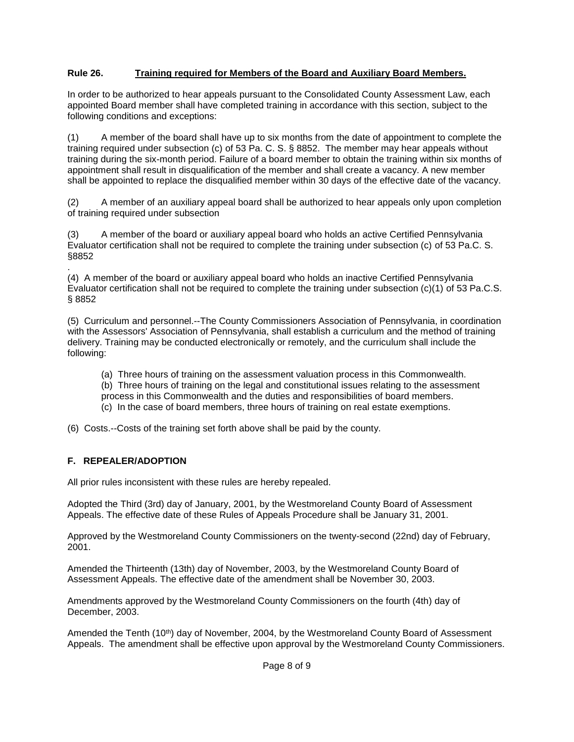**Rule 26. Training required for Members of the Board and Auxiliary Board Members.**

In order to be authorized to hear appeals pursuant to the Consolidated County Assessment Law, each appointed Board member shall have completed training in accordance with this section, subject to the following conditions and exceptions:

(1) A member of the board shall have up to six months from the date of appointment to complete the training required under subsection (c) of 53 Pa. C. S. § 8852. The member may hear appeals without training during the six-month period. Failure of a board member to obtain the training within six months of appointment shall result in disqualification of the member and shall create a vacancy. A new member shall be appointed to replace the disqualified member within 30 days of the effective date of the vacancy.

(2) A member of an auxiliary appeal board shall be authorized to hear appeals only upon completion of training required under subsection

(3) A member of the board or auxiliary appeal board who holds an active Certified Pennsylvania Evaluator certification shall not be required to complete the training under subsection (c) of 53 Pa.C. S. §8852

.

(4) A member of the board or auxiliary appeal board who holds an inactive Certified Pennsylvania Evaluator certification shall not be required to complete the training under subsection (c)(1) of 53 Pa.C.S. § 8852

(5) Curriculum and personnel.--The County Commissioners Association of Pennsylvania, in coordination with the Assessors' Association of Pennsylvania, shall establish a curriculum and the method of training delivery. Training may be conducted electronically or remotely, and the curriculum shall include the following:

(a) Three hours of training on the assessment valuation process in this Commonwealth.
(b) Three hours of training on the legal and constitutional issues relating to the assessment process in this Commonwealth and the duties and responsibilities of board members.
(c) In the case of board members, three hours of training on real estate exemptions.

(6) Costs.--Costs of the training set forth above shall be paid by the county.

## F. REPEALER/ADOPTION

All prior rules inconsistent with these rules are hereby repealed.

Adopted the Third (3rd) day of January, 2001, by the Westmoreland County Board of Assessment Appeals. The effective date of these Rules of Appeals Procedure shall be January 31, 2001.

Approved by the Westmoreland County Commissioners on the twenty-second (22nd) day of February, 2001.

Amended the Thirteenth (13th) day of November, 2003, by the Westmoreland County Board of Assessment Appeals. The effective date of the amendment shall be November 30, 2003.

Amendments approved by the Westmoreland County Commissioners on the fourth (4th) day of December, 2003.

Amended the Tenth (10th) day of November, 2004, by the Westmoreland County Board of Assessment Appeals. The amendment shall be effective upon approval by the Westmoreland County Commissioners.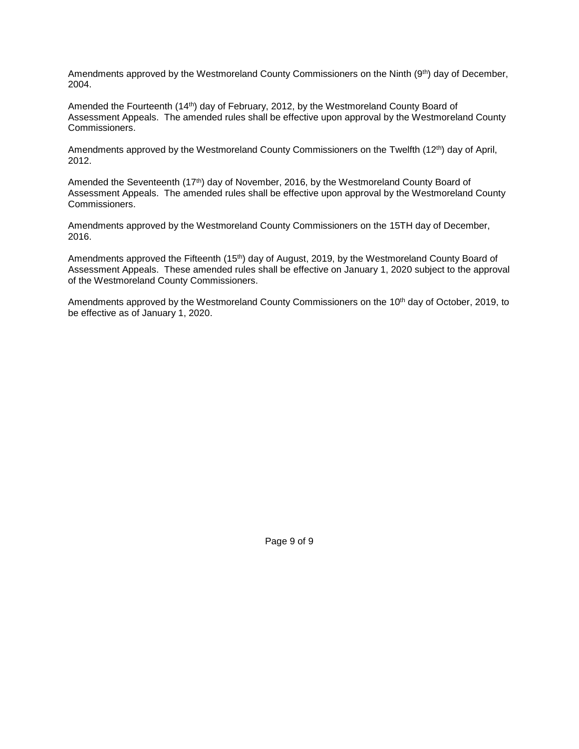Amendments approved by the Westmoreland County Commissioners on the Ninth (9th) day of December, 2004.

Amended the Fourteenth (14th) day of February, 2012, by the Westmoreland County Board of Assessment Appeals. The amended rules shall be effective upon approval by the Westmoreland County Commissioners.

Amendments approved by the Westmoreland County Commissioners on the Twelfth (12th) day of April, 2012.

Amended the Seventeenth (17th) day of November, 2016, by the Westmoreland County Board of Assessment Appeals. The amended rules shall be effective upon approval by the Westmoreland County Commissioners.

Amendments approved by the Westmoreland County Commissioners on the 15TH day of December, 2016.

Amendments approved the Fifteenth (15th) day of August, 2019, by the Westmoreland County Board of Assessment Appeals. These amended rules shall be effective on January 1, 2020 subject to the approval of the Westmoreland County Commissioners.

Amendments approved by the Westmoreland County Commissioners on the 10th day of October, 2019, to be effective as of January 1, 2020.